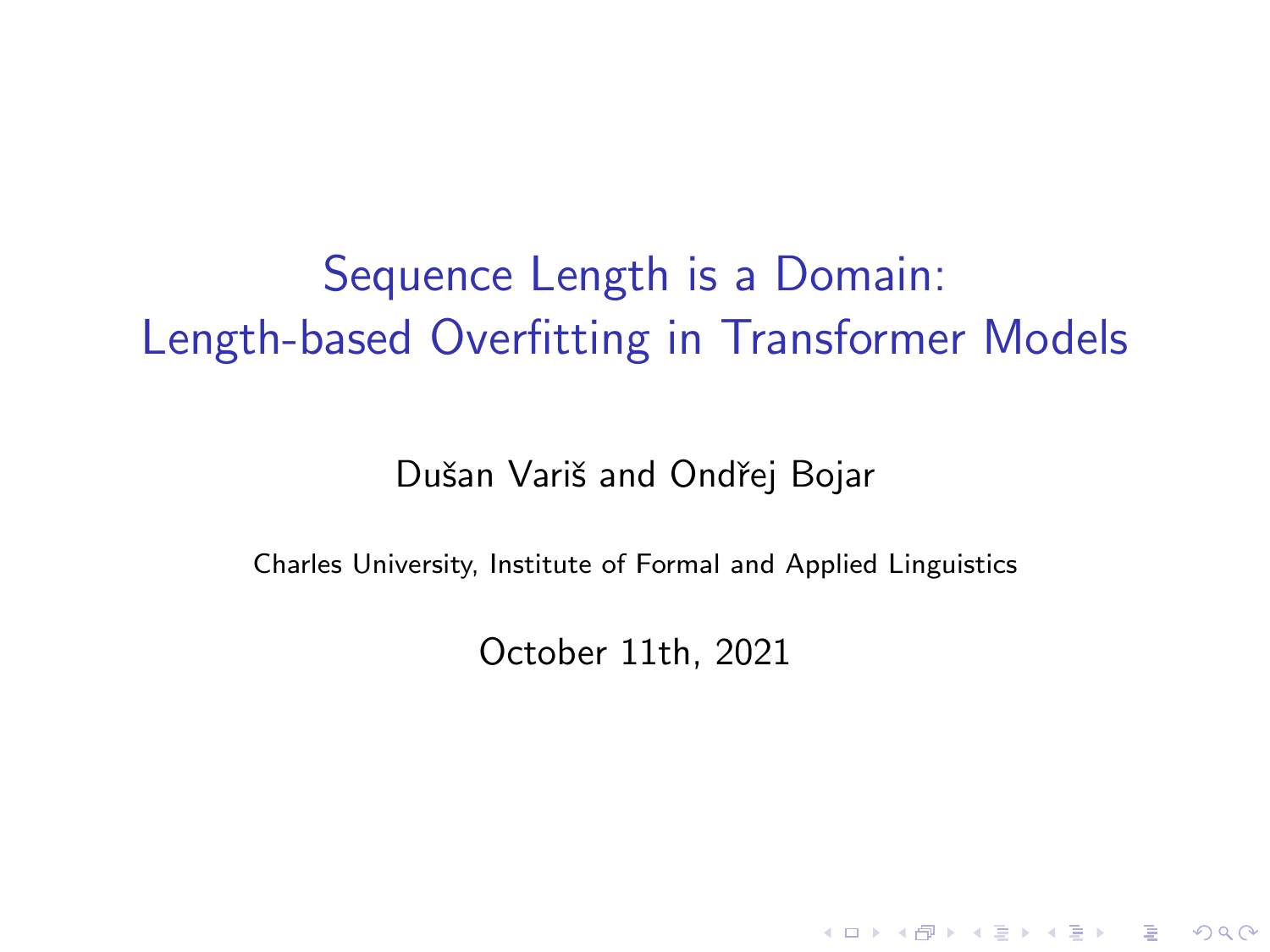# Sequence Length is a Domain: Length-based Overfitting in Transformer Models

Dušan Variš and Ondřej Bojar

Charles University, Institute of Formal and Applied Linguistics

October 11th, 2021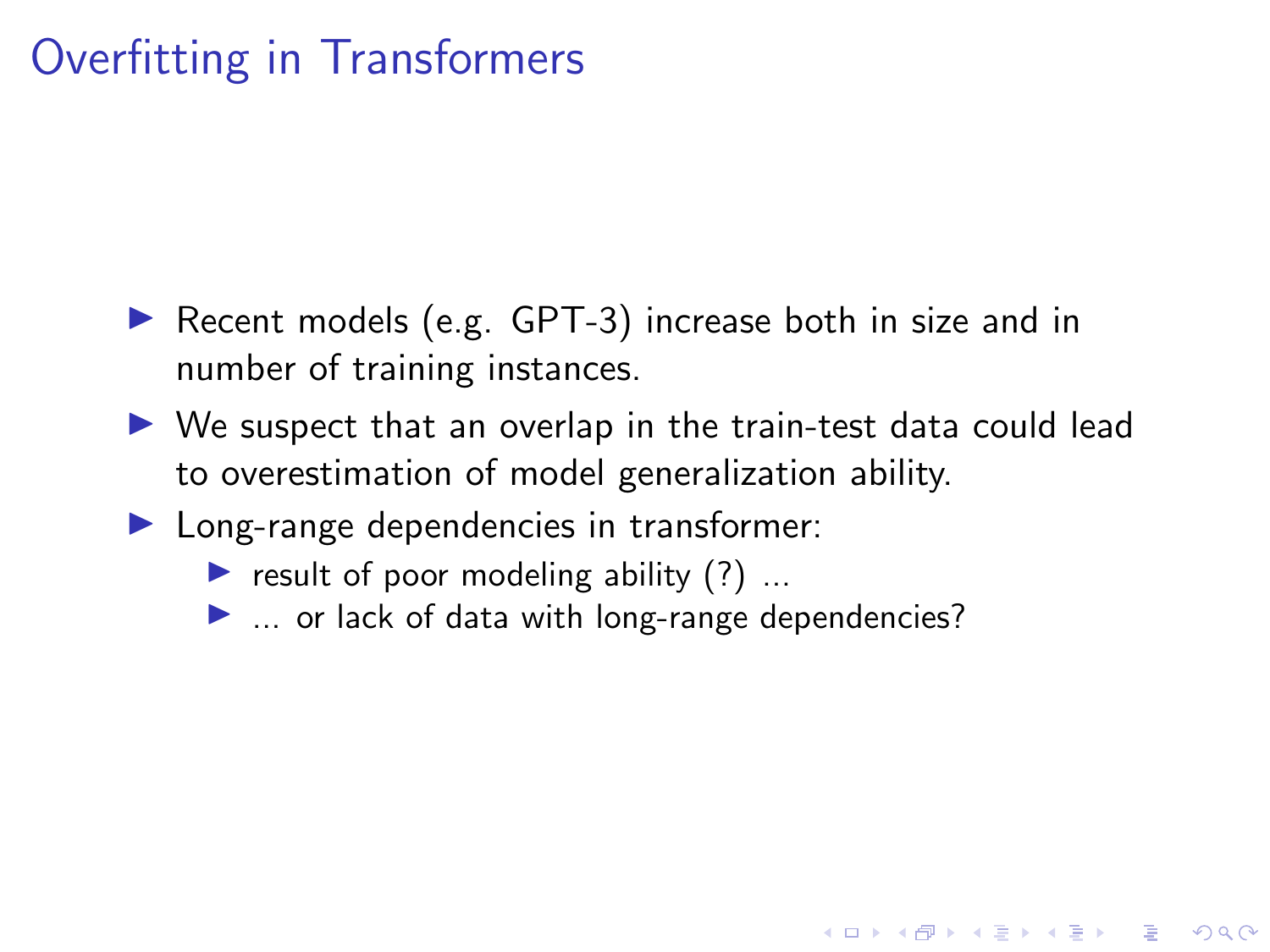# Overfitting in Transformers

- Recent models (e.g. GPT-3) increase both in size and in number of training instances.
- We suspect that an overlap in the train-test data could lead to overestimation of model generalization ability.
- Long-range dependencies in transformer:
  - result of poor modeling ability (?) ...
  - ... or lack of data with long-range dependencies?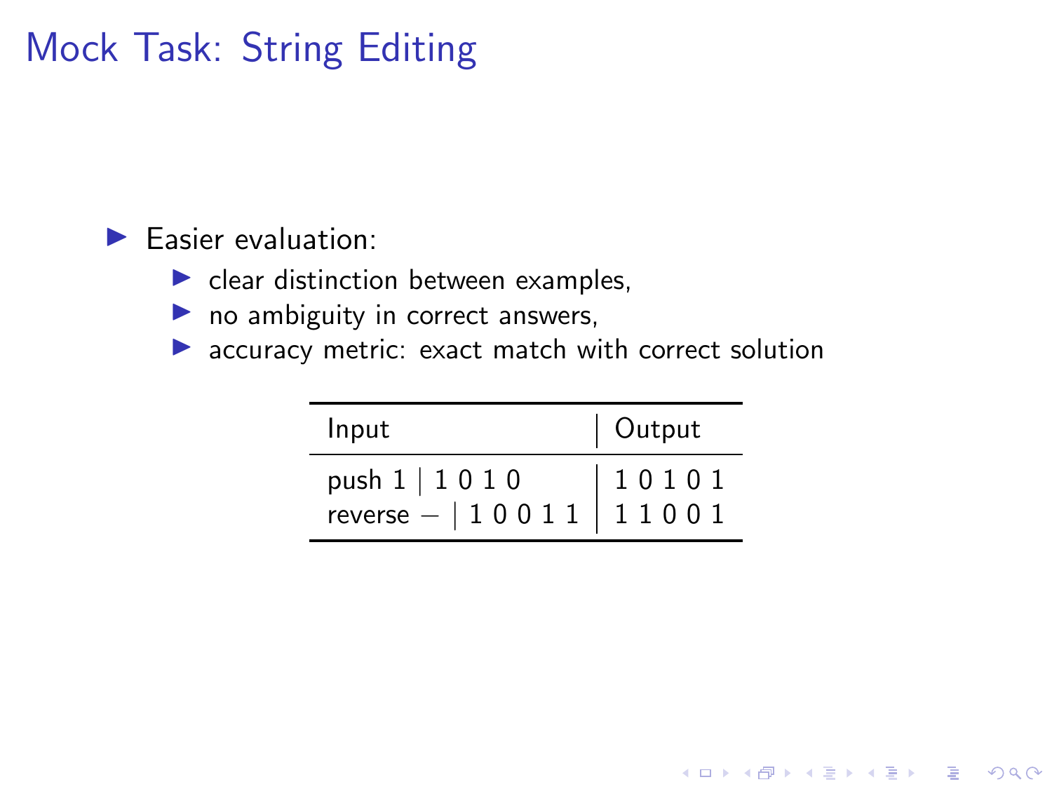# Mock Task: String Editing

- Easier evaluation:
  - clear distinction between examples,
  - no ambiguity in correct answers,
  - accuracy metric: exact match with correct solution

| Input | Output |
|---|---|
| push 1 \| 1 0 1 0 | 1 0 1 0 1 |
| reverse − \| 1 0 0 1 1 | 1 1 0 0 1 |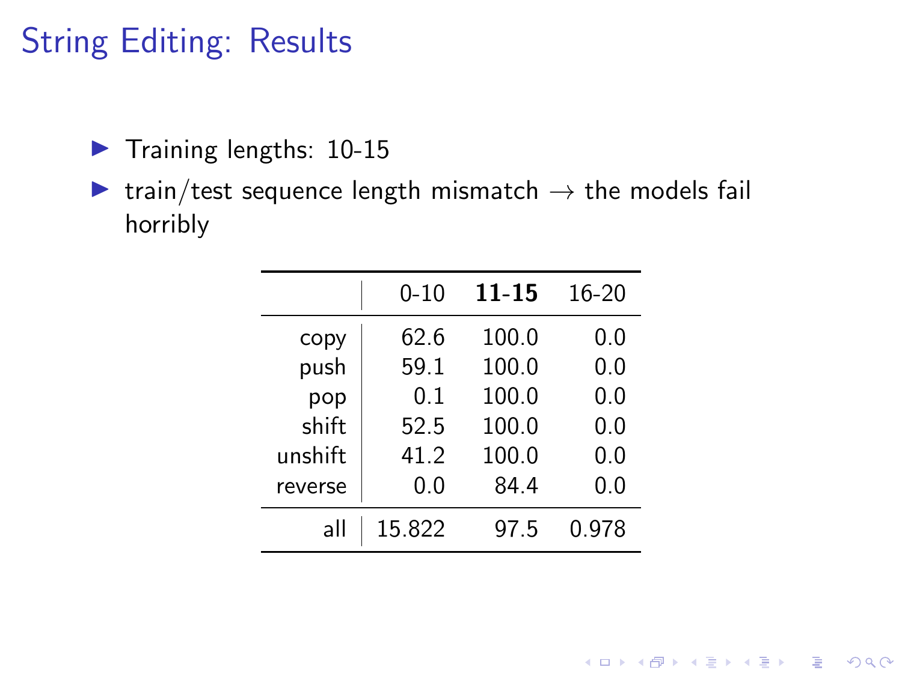## String Editing: Results

- Training lengths: 10-15
- train/test sequence length mismatch → the models fail horribly

| | 0-10 | **11-15** | 16-20 |
|---|---|---|---|
| copy | 62.6 | 100.0 | 0.0 |
| push | 59.1 | 100.0 | 0.0 |
| pop | 0.1 | 100.0 | 0.0 |
| shift | 52.5 | 100.0 | 0.0 |
| unshift | 41.2 | 100.0 | 0.0 |
| reverse | 0.0 | 84.4 | 0.0 |
| all | 15.822 | 97.5 | 0.978 |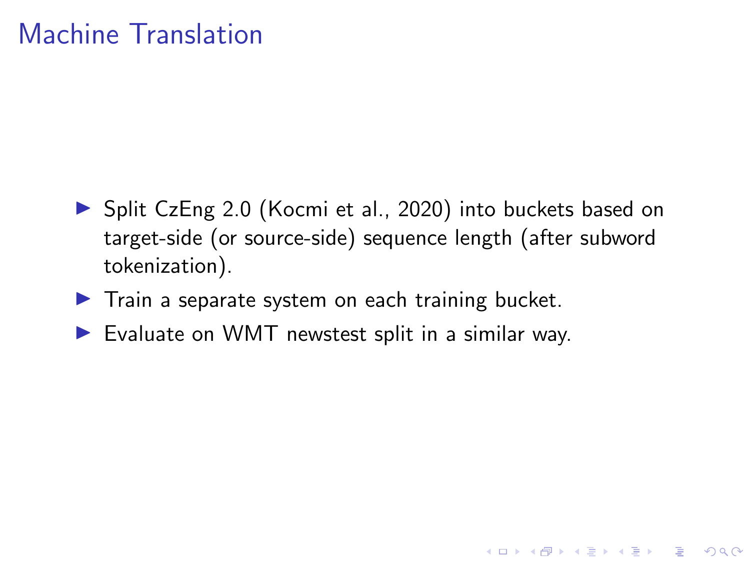# Machine Translation

- Split CzEng 2.0 (Kocmi et al., 2020) into buckets based on target-side (or source-side) sequence length (after subword tokenization).
- Train a separate system on each training bucket.
- Evaluate on WMT newstest split in a similar way.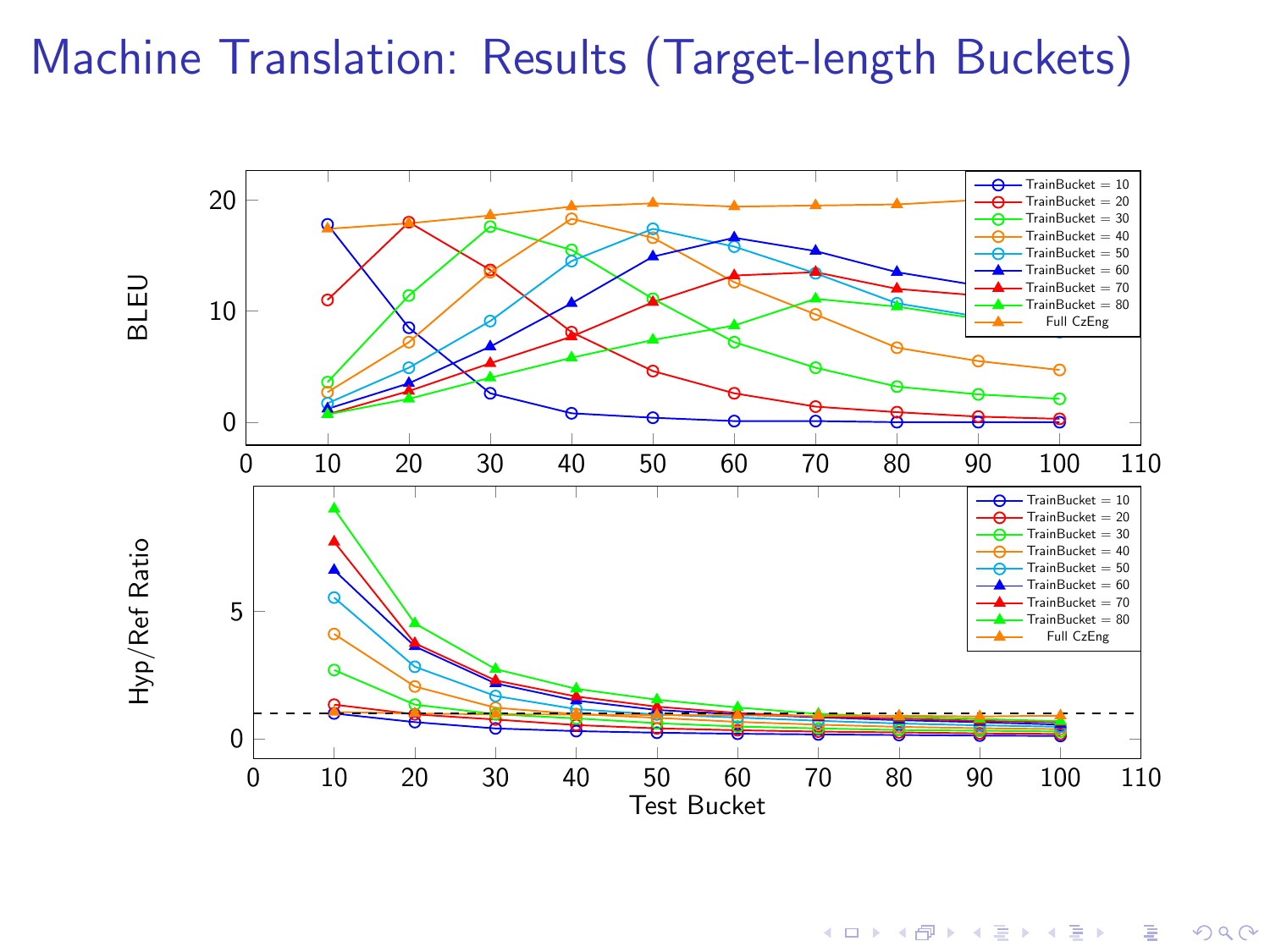# Machine Translation: Results (Target-length Buckets)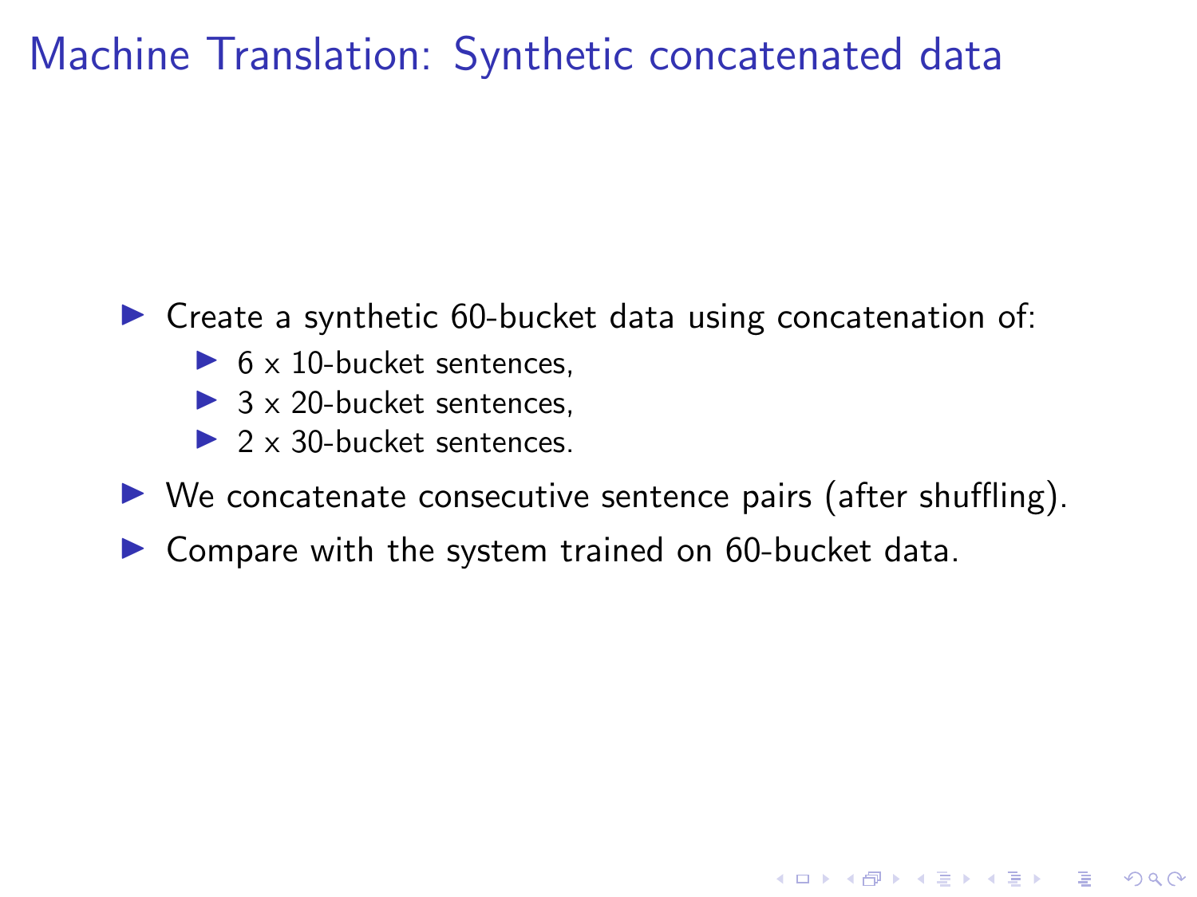# Machine Translation: Synthetic concatenated data

- Create a synthetic 60-bucket data using concatenation of:
  - 6 x 10-bucket sentences,
  - 3 x 20-bucket sentences,
  - 2 x 30-bucket sentences.
- We concatenate consecutive sentence pairs (after shuffling).
- Compare with the system trained on 60-bucket data.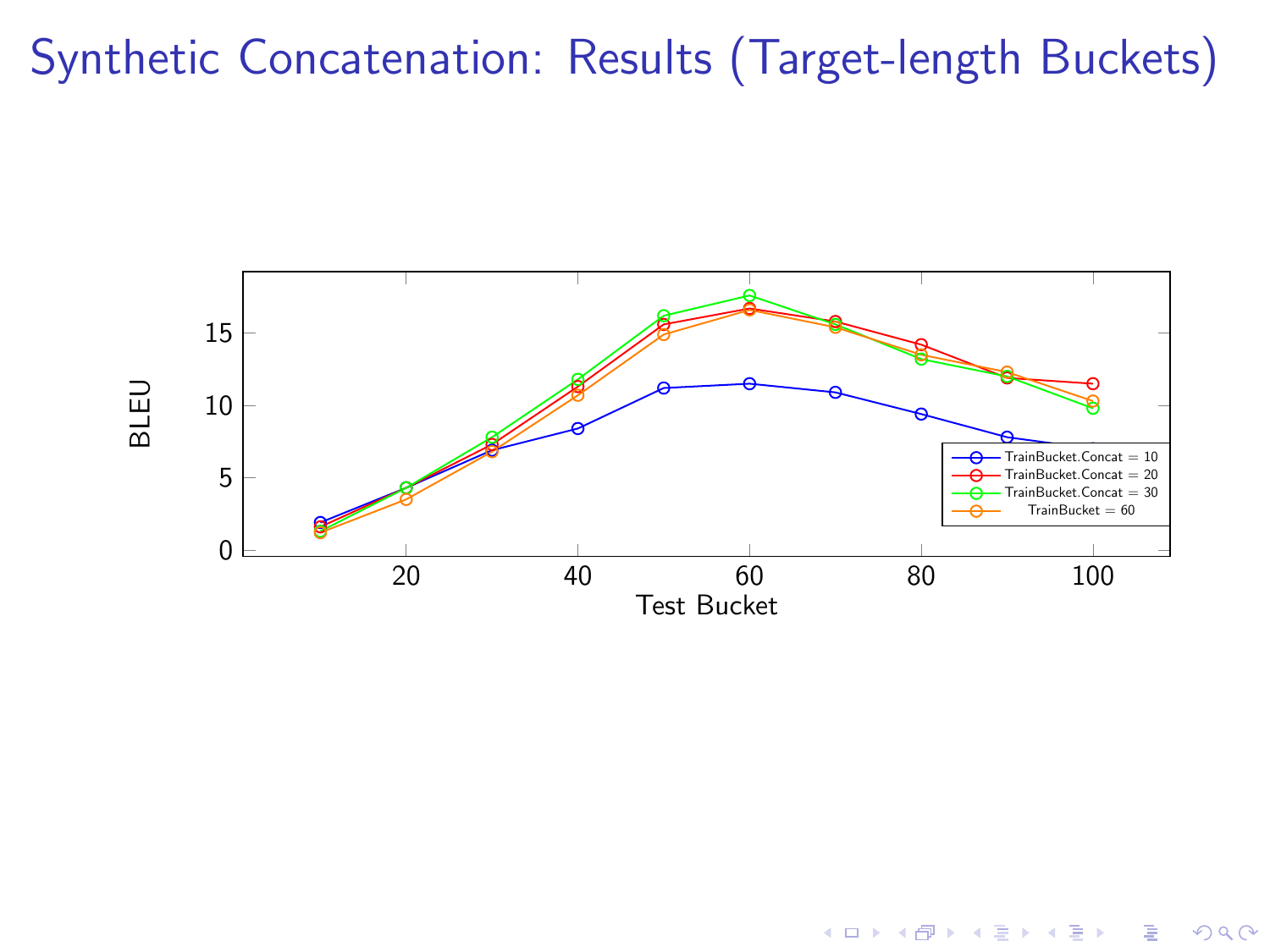# Synthetic Concatenation: Results (Target-length Buckets)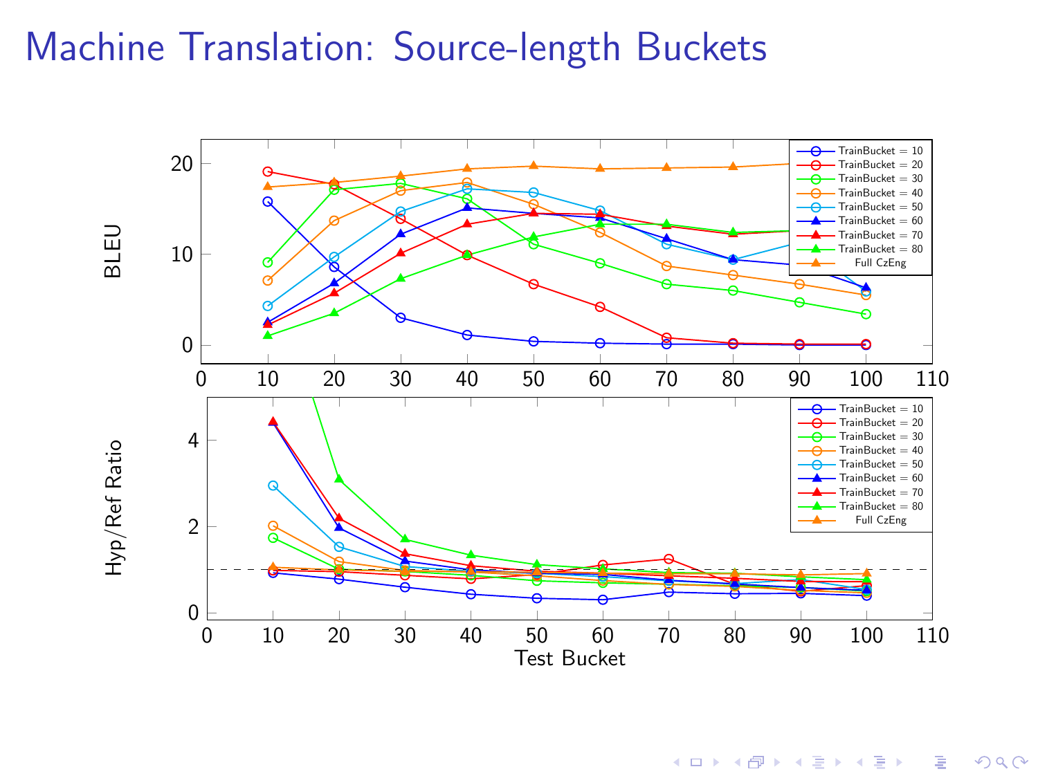# Machine Translation: Source-length Buckets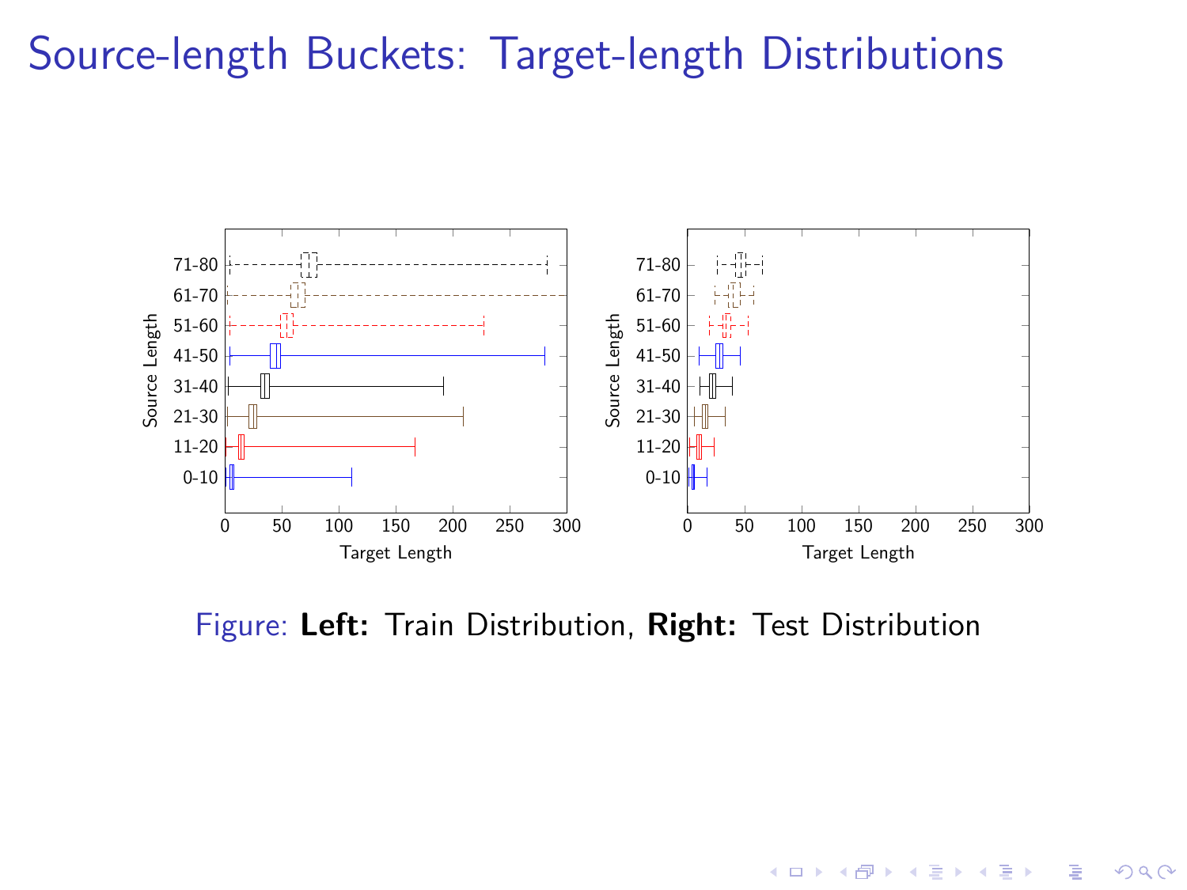# Source-length Buckets: Target-length Distributions

Figure: **Left:** Train Distribution, **Right:** Test Distribution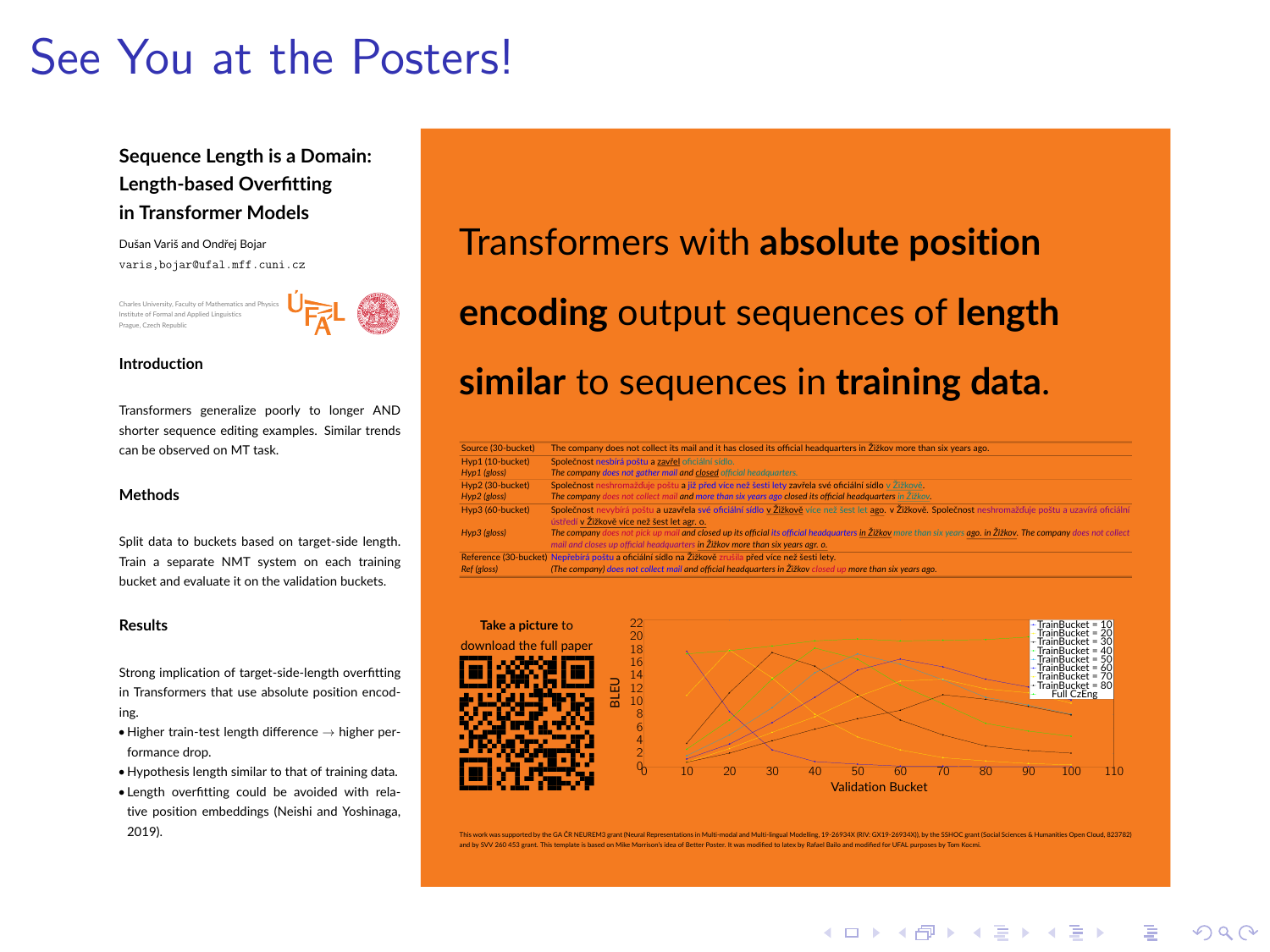# See You at the Posters!

## Sequence Length is a Domain: Length-based Overfitting in Transformer Models

Dušan Variš and Ondřej Bojar

varis,bojar@ufal.mff.cuni.cz

Charles University, Faculty of Mathematics and Physics
Institute of Formal and Applied Linguistics
Prague, Czech Republic

### Introduction

Transformers generalize poorly to longer AND shorter sequence editing examples. Similar trends can be observed on MT task.

### Methods

Split data to buckets based on target-side length. Train a separate NMT system on each training bucket and evaluate it on the validation buckets.

### Results

Strong implication of target-side-length overfitting in Transformers that use absolute position encoding.

- Higher train-test length difference → higher performance drop.
- Hypothesis length similar to that of training data.
- Length overfitting could be avoided with relative position embeddings (Neishi and Yoshinaga, 2019).

Transformers with **absolute position encoding** output sequences of **length similar** to sequences in **training data.**

| | |
|---|---|
| Source (30-bucket) | The company does not collect its mail and it has closed its official headquarters in Žižkov more than six years ago. |
| Hyp1 (10-bucket) | Společnost nesbírá poštu a zavřel oficiální sídlo. |
| *Hyp1 (gloss)* | *The company does not gather mail and closed official headquarters.* |
| Hyp2 (30-bucket) | Společnost neshromažďuje poštu a již před více než šesti lety zavřela své oficiální sídlo v Žižkově. |
| *Hyp2 (gloss)* | *The company does not collect mail and more than six years ago closed its official headquarters in Žižkov.* |
| Hyp3 (60-bucket) | Společnost nevybírá poštu a uzavřela své oficiální sídlo v Žižkově více než šest let ago. v Žižkově. Společnost neshromažďuje poštu a uzavírá oficiální ústředí v Žižkově více než šest let agr. o. |
| *Hyp3 (gloss)* | *The company does not pick up mail and closed up its official its official headquarters in Žižkov more than six years ago. in Žižkov. The company does not collect mail and closes up official headquarters in Žižkov more than six years agr. o.* |
| Reference (30-bucket) | Nepřebírá poštu a oficiální sídlo na Žižkově zrušila před více než šesti lety. |
| *Ref (gloss)* | *(The company) does not collect mail and official headquarters in Žižkov closed up more than six years ago.* |

Take a picture to download the full paper

BLEU
Validation Bucket
0 2 4 6 8 10 12 14 16 18 20 22
0 10 20 30 40 50 60 70 80 90 100 110
TrainBucket = 10
TrainBucket = 20
TrainBucket = 30
TrainBucket = 40
TrainBucket = 50
TrainBucket = 60
TrainBucket = 70
TrainBucket = 80
Full CzEng

This work was supported by the GA ČR NEUREM3 grant (Neural Representations in Multi-modal and Multi-lingual Modelling, 19-26934X (RIV: GX19-26934X)), by the SSHOC grant (Social Sciences & Humanities Open Cloud, 823782) and by SVV 260 453 grant. This template is based on Mike Morrison's idea of Better Poster. It was modified to latex by Rafael Bailo and modified for UFAL purposes by Tom Kocmi.